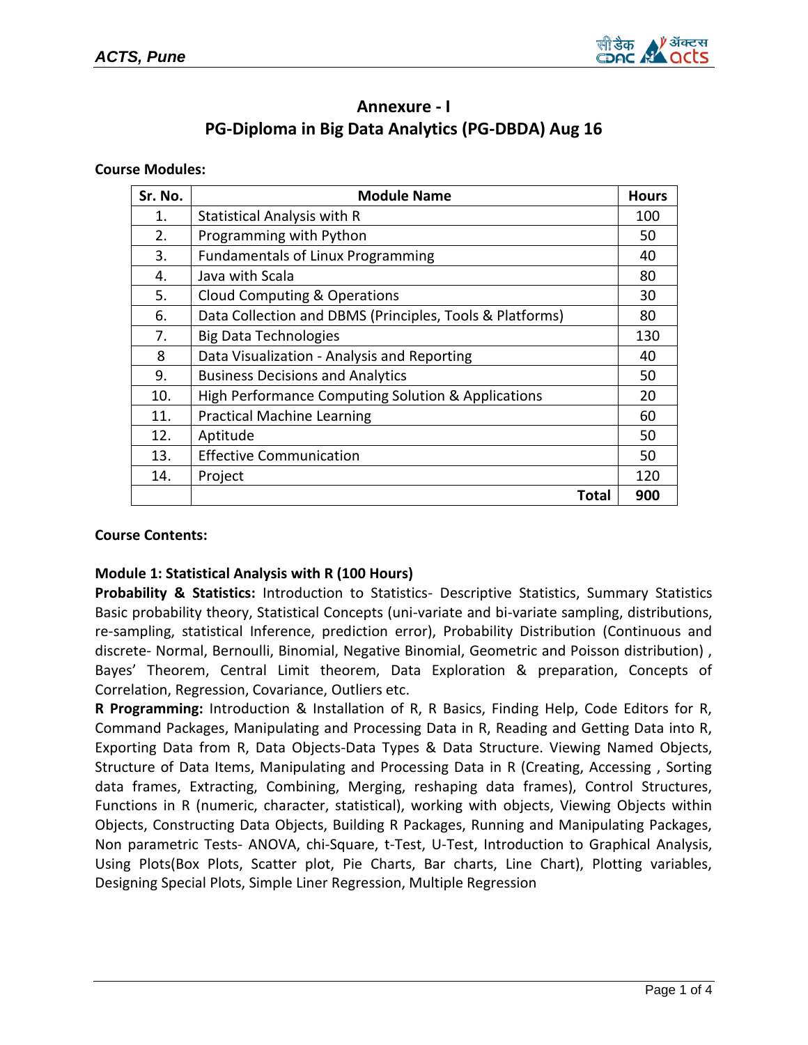# Annexure - I

## PG-Diploma in Big Data Analytics (PG-DBDA) Aug 16

**Course Modules:**

| Sr. No. | Module Name | Hours |
|---|---|---|
| 1. | Statistical Analysis with R | 100 |
| 2. | Programming with Python | 50 |
| 3. | Fundamentals of Linux Programming | 40 |
| 4. | Java with Scala | 80 |
| 5. | Cloud Computing & Operations | 30 |
| 6. | Data Collection and DBMS (Principles, Tools & Platforms) | 80 |
| 7. | Big Data Technologies | 130 |
| 8 | Data Visualization - Analysis and Reporting | 40 |
| 9. | Business Decisions and Analytics | 50 |
| 10. | High Performance Computing Solution & Applications | 20 |
| 11. | Practical Machine Learning | 60 |
| 12. | Aptitude | 50 |
| 13. | Effective Communication | 50 |
| 14. | Project | 120 |
| | **Total** | **900** |

**Course Contents:**

**Module 1: Statistical Analysis with R (100 Hours)**

**Probability & Statistics:** Introduction to Statistics- Descriptive Statistics, Summary Statistics Basic probability theory, Statistical Concepts (uni-variate and bi-variate sampling, distributions, re-sampling, statistical Inference, prediction error), Probability Distribution (Continuous and discrete- Normal, Bernoulli, Binomial, Negative Binomial, Geometric and Poisson distribution) , Bayes' Theorem, Central Limit theorem, Data Exploration & preparation, Concepts of Correlation, Regression, Covariance, Outliers etc.

**R Programming:** Introduction & Installation of R, R Basics, Finding Help, Code Editors for R, Command Packages, Manipulating and Processing Data in R, Reading and Getting Data into R, Exporting Data from R, Data Objects-Data Types & Data Structure. Viewing Named Objects, Structure of Data Items, Manipulating and Processing Data in R (Creating, Accessing , Sorting data frames, Extracting, Combining, Merging, reshaping data frames), Control Structures, Functions in R (numeric, character, statistical), working with objects, Viewing Objects within Objects, Constructing Data Objects, Building R Packages, Running and Manipulating Packages, Non parametric Tests- ANOVA, chi-Square, t-Test, U-Test, Introduction to Graphical Analysis, Using Plots(Box Plots, Scatter plot, Pie Charts, Bar charts, Line Chart), Plotting variables, Designing Special Plots, Simple Liner Regression, Multiple Regression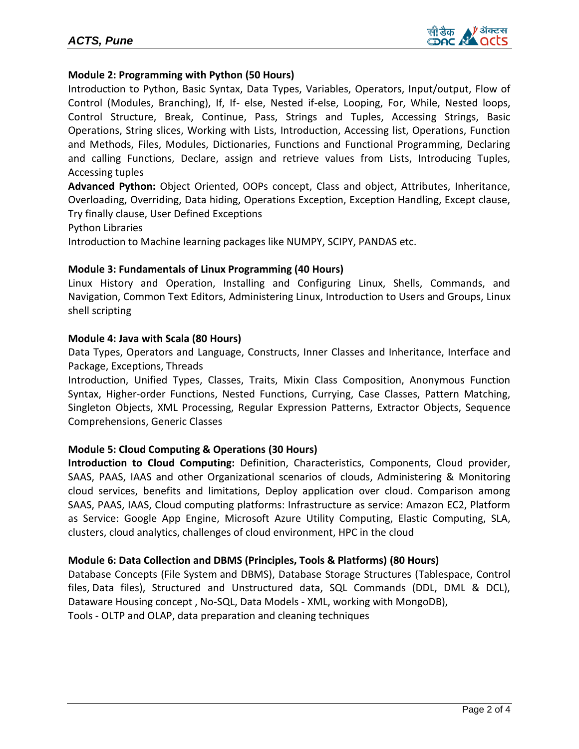**Module 2: Programming with Python (50 Hours)**

Introduction to Python, Basic Syntax, Data Types, Variables, Operators, Input/output, Flow of Control (Modules, Branching), If, If- else, Nested if-else, Looping, For, While, Nested loops, Control Structure, Break, Continue, Pass, Strings and Tuples, Accessing Strings, Basic Operations, String slices, Working with Lists, Introduction, Accessing list, Operations, Function and Methods, Files, Modules, Dictionaries, Functions and Functional Programming, Declaring and calling Functions, Declare, assign and retrieve values from Lists, Introducing Tuples, Accessing tuples

**Advanced Python:** Object Oriented, OOPs concept, Class and object, Attributes, Inheritance, Overloading, Overriding, Data hiding, Operations Exception, Exception Handling, Except clause, Try finally clause, User Defined Exceptions

Python Libraries

Introduction to Machine learning packages like NUMPY, SCIPY, PANDAS etc.

**Module 3: Fundamentals of Linux Programming (40 Hours)**

Linux History and Operation, Installing and Configuring Linux, Shells, Commands, and Navigation, Common Text Editors, Administering Linux, Introduction to Users and Groups, Linux shell scripting

**Module 4: Java with Scala (80 Hours)**

Data Types, Operators and Language, Constructs, Inner Classes and Inheritance, Interface and Package, Exceptions, Threads

Introduction, Unified Types, Classes, Traits, Mixin Class Composition, Anonymous Function Syntax, Higher-order Functions, Nested Functions, Currying, Case Classes, Pattern Matching, Singleton Objects, XML Processing, Regular Expression Patterns, Extractor Objects, Sequence Comprehensions, Generic Classes

**Module 5: Cloud Computing & Operations (30 Hours)**

**Introduction to Cloud Computing:** Definition, Characteristics, Components, Cloud provider, SAAS, PAAS, IAAS and other Organizational scenarios of clouds, Administering & Monitoring cloud services, benefits and limitations, Deploy application over cloud. Comparison among SAAS, PAAS, IAAS, Cloud computing platforms: Infrastructure as service: Amazon EC2, Platform as Service: Google App Engine, Microsoft Azure Utility Computing, Elastic Computing, SLA, clusters, cloud analytics, challenges of cloud environment, HPC in the cloud

**Module 6: Data Collection and DBMS (Principles, Tools & Platforms) (80 Hours)**

Database Concepts (File System and DBMS), Database Storage Structures (Tablespace, Control files, Data files), Structured and Unstructured data, SQL Commands (DDL, DML & DCL), Dataware Housing concept , No-SQL, Data Models - XML, working with MongoDB),

Tools - OLTP and OLAP, data preparation and cleaning techniques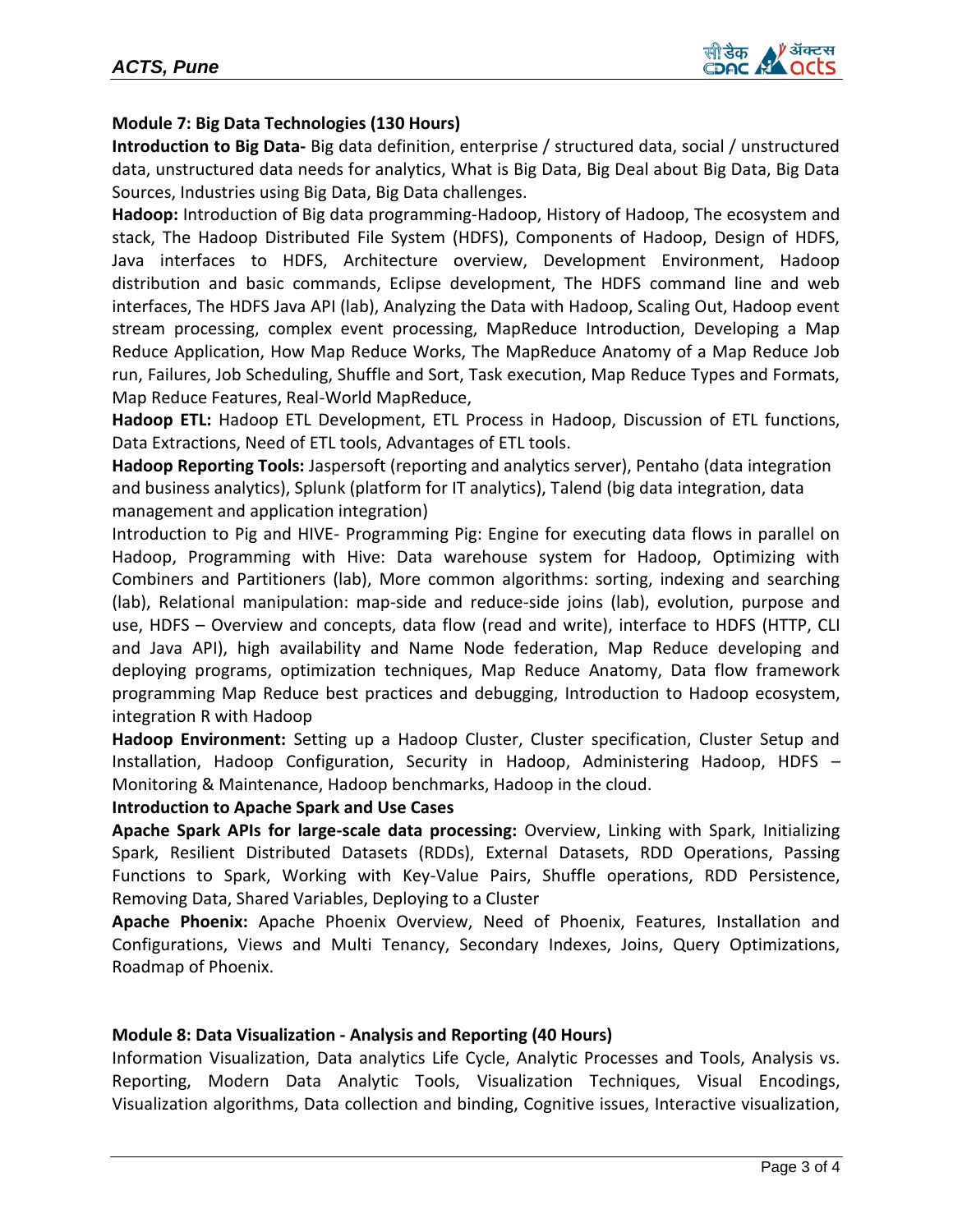**Module 7: Big Data Technologies (130 Hours)**

**Introduction to Big Data-** Big data definition, enterprise / structured data, social / unstructured data, unstructured data needs for analytics, What is Big Data, Big Deal about Big Data, Big Data Sources, Industries using Big Data, Big Data challenges.

**Hadoop:** Introduction of Big data programming-Hadoop, History of Hadoop, The ecosystem and stack, The Hadoop Distributed File System (HDFS), Components of Hadoop, Design of HDFS, Java interfaces to HDFS, Architecture overview, Development Environment, Hadoop distribution and basic commands, Eclipse development, The HDFS command line and web interfaces, The HDFS Java API (lab), Analyzing the Data with Hadoop, Scaling Out, Hadoop event stream processing, complex event processing, MapReduce Introduction, Developing a Map Reduce Application, How Map Reduce Works, The MapReduce Anatomy of a Map Reduce Job run, Failures, Job Scheduling, Shuffle and Sort, Task execution, Map Reduce Types and Formats, Map Reduce Features, Real-World MapReduce,

**Hadoop ETL:** Hadoop ETL Development, ETL Process in Hadoop, Discussion of ETL functions, Data Extractions, Need of ETL tools, Advantages of ETL tools.

**Hadoop Reporting Tools:** Jaspersoft (reporting and analytics server), Pentaho (data integration and business analytics), Splunk (platform for IT analytics), Talend (big data integration, data management and application integration)

Introduction to Pig and HIVE- Programming Pig: Engine for executing data flows in parallel on Hadoop, Programming with Hive: Data warehouse system for Hadoop, Optimizing with Combiners and Partitioners (lab), More common algorithms: sorting, indexing and searching (lab), Relational manipulation: map-side and reduce-side joins (lab), evolution, purpose and use, HDFS – Overview and concepts, data flow (read and write), interface to HDFS (HTTP, CLI and Java API), high availability and Name Node federation, Map Reduce developing and deploying programs, optimization techniques, Map Reduce Anatomy, Data flow framework programming Map Reduce best practices and debugging, Introduction to Hadoop ecosystem, integration R with Hadoop

**Hadoop Environment:** Setting up a Hadoop Cluster, Cluster specification, Cluster Setup and Installation, Hadoop Configuration, Security in Hadoop, Administering Hadoop, HDFS – Monitoring & Maintenance, Hadoop benchmarks, Hadoop in the cloud.

**Introduction to Apache Spark and Use Cases**

**Apache Spark APIs for large-scale data processing:** Overview, Linking with Spark, Initializing Spark, Resilient Distributed Datasets (RDDs), External Datasets, RDD Operations, Passing Functions to Spark, Working with Key-Value Pairs, Shuffle operations, RDD Persistence, Removing Data, Shared Variables, Deploying to a Cluster

**Apache Phoenix:** Apache Phoenix Overview, Need of Phoenix, Features, Installation and Configurations, Views and Multi Tenancy, Secondary Indexes, Joins, Query Optimizations, Roadmap of Phoenix.

**Module 8: Data Visualization - Analysis and Reporting (40 Hours)**

Information Visualization, Data analytics Life Cycle, Analytic Processes and Tools, Analysis vs. Reporting, Modern Data Analytic Tools, Visualization Techniques, Visual Encodings, Visualization algorithms, Data collection and binding, Cognitive issues, Interactive visualization,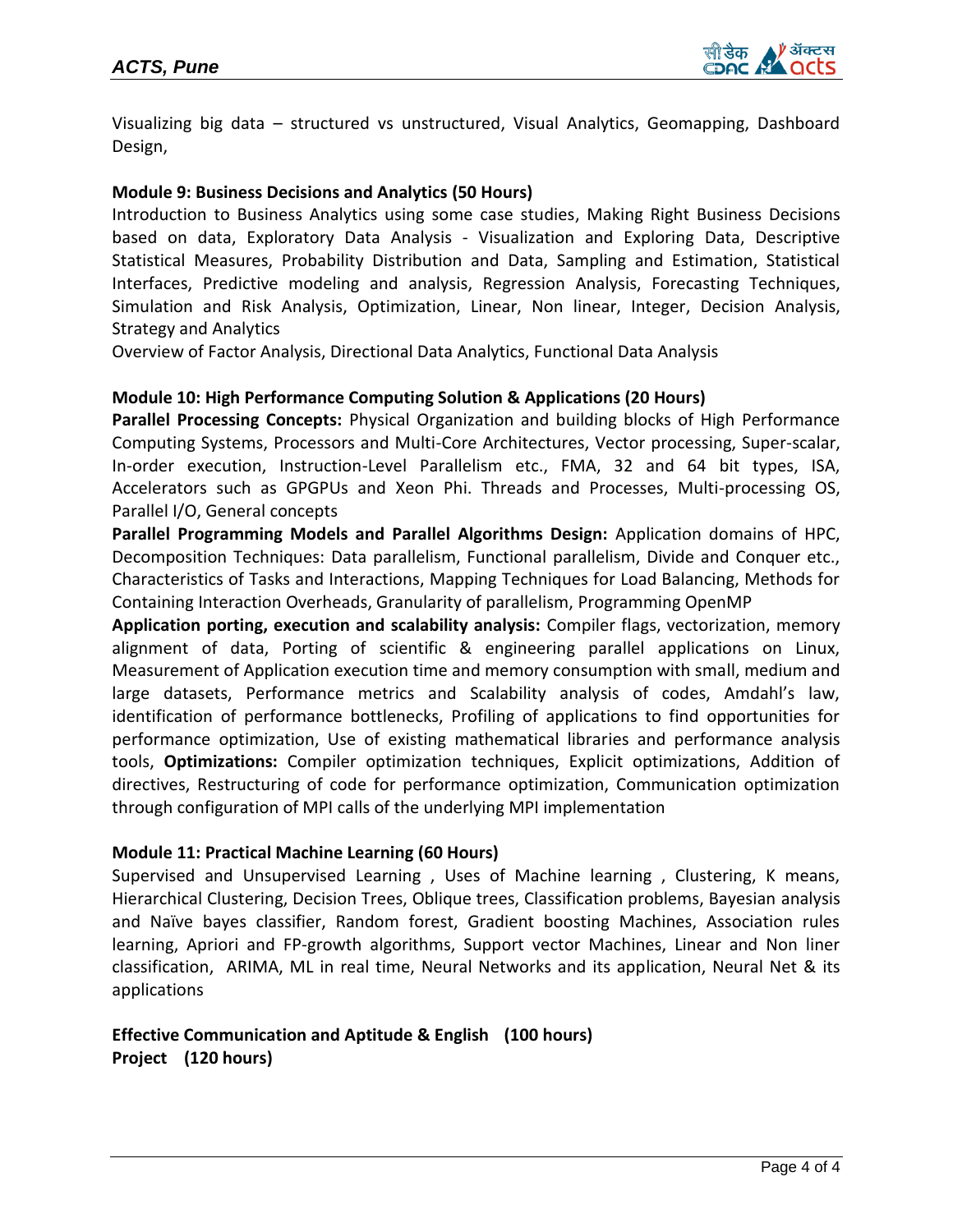Visualizing big data – structured vs unstructured, Visual Analytics, Geomapping, Dashboard Design,

**Module 9: Business Decisions and Analytics (50 Hours)**

Introduction to Business Analytics using some case studies, Making Right Business Decisions based on data, Exploratory Data Analysis - Visualization and Exploring Data, Descriptive Statistical Measures, Probability Distribution and Data, Sampling and Estimation, Statistical Interfaces, Predictive modeling and analysis, Regression Analysis, Forecasting Techniques, Simulation and Risk Analysis, Optimization, Linear, Non linear, Integer, Decision Analysis, Strategy and Analytics

Overview of Factor Analysis, Directional Data Analytics, Functional Data Analysis

**Module 10: High Performance Computing Solution & Applications (20 Hours)**

**Parallel Processing Concepts:** Physical Organization and building blocks of High Performance Computing Systems, Processors and Multi-Core Architectures, Vector processing, Super-scalar, In-order execution, Instruction-Level Parallelism etc., FMA, 32 and 64 bit types, ISA, Accelerators such as GPGPUs and Xeon Phi. Threads and Processes, Multi-processing OS, Parallel I/O, General concepts

**Parallel Programming Models and Parallel Algorithms Design:** Application domains of HPC, Decomposition Techniques: Data parallelism, Functional parallelism, Divide and Conquer etc., Characteristics of Tasks and Interactions, Mapping Techniques for Load Balancing, Methods for Containing Interaction Overheads, Granularity of parallelism, Programming OpenMP

**Application porting, execution and scalability analysis:** Compiler flags, vectorization, memory alignment of data, Porting of scientific & engineering parallel applications on Linux, Measurement of Application execution time and memory consumption with small, medium and large datasets, Performance metrics and Scalability analysis of codes, Amdahl's law, identification of performance bottlenecks, Profiling of applications to find opportunities for performance optimization, Use of existing mathematical libraries and performance analysis tools, **Optimizations:** Compiler optimization techniques, Explicit optimizations, Addition of directives, Restructuring of code for performance optimization, Communication optimization through configuration of MPI calls of the underlying MPI implementation

**Module 11: Practical Machine Learning (60 Hours)**

Supervised and Unsupervised Learning , Uses of Machine learning , Clustering, K means, Hierarchical Clustering, Decision Trees, Oblique trees, Classification problems, Bayesian analysis and Naïve bayes classifier, Random forest, Gradient boosting Machines, Association rules learning, Apriori and FP-growth algorithms, Support vector Machines, Linear and Non liner classification, ARIMA, ML in real time, Neural Networks and its application, Neural Net & its applications

**Effective Communication and Aptitude & English (100 hours)**

**Project (120 hours)**